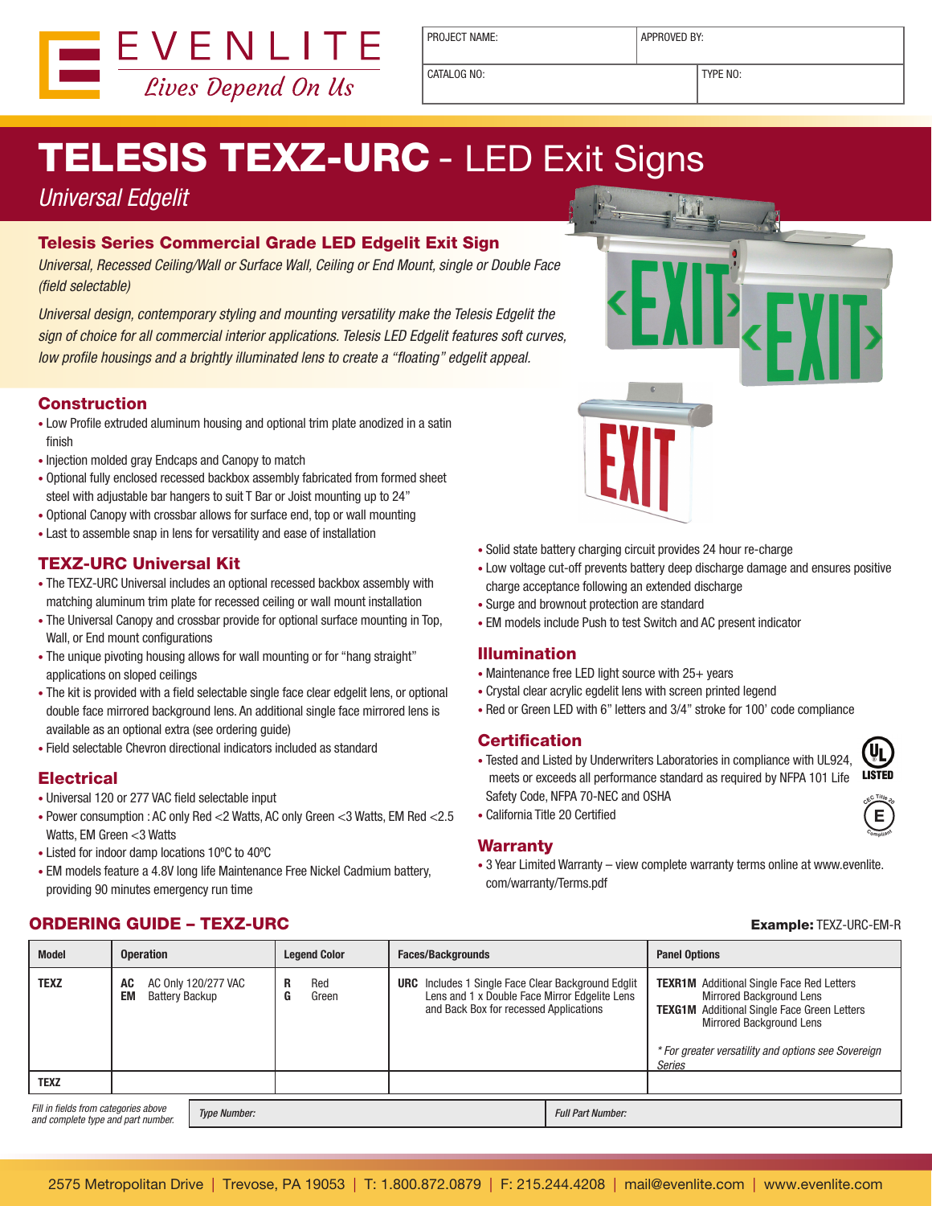EVENLITE
*Lives Depend On Us*

| PROJECT NAME: | APPROVED BY: |
|---|---|
| CATALOG NO: | TYPE NO: |

# TELESIS TEXZ-URC - LED Exit Signs

*Universal Edgelit*

## Telesis Series Commercial Grade LED Edgelit Exit Sign

*Universal, Recessed Ceiling/Wall or Surface Wall, Ceiling or End Mount, single or Double Face (field selectable)*

*Universal design, contemporary styling and mounting versatility make the Telesis Edgelit the sign of choice for all commercial interior applications. Telesis LED Edgelit features soft curves, low profile housings and a brightly illuminated lens to create a "floating" edgelit appeal.*

## Construction

- Low Profile extruded aluminum housing and optional trim plate anodized in a satin finish
- Injection molded gray Endcaps and Canopy to match
- Optional fully enclosed recessed backbox assembly fabricated from formed sheet steel with adjustable bar hangers to suit T Bar or Joist mounting up to 24"
- Optional Canopy with crossbar allows for surface end, top or wall mounting
- Last to assemble snap in lens for versatility and ease of installation

## TEXZ-URC Universal Kit

- The TEXZ-URC Universal includes an optional recessed backbox assembly with matching aluminum trim plate for recessed ceiling or wall mount installation
- The Universal Canopy and crossbar provide for optional surface mounting in Top, Wall, or End mount configurations
- The unique pivoting housing allows for wall mounting or for "hang straight" applications on sloped ceilings
- The kit is provided with a field selectable single face clear edgelit lens, or optional double face mirrored background lens. An additional single face mirrored lens is available as an optional extra (see ordering guide)
- Field selectable Chevron directional indicators included as standard

## Electrical

- Universal 120 or 277 VAC field selectable input
- Power consumption : AC only Red <2 Watts, AC only Green <3 Watts, EM Red <2.5 Watts, EM Green <3 Watts
- Listed for indoor damp locations 10ºC to 40ºC
- EM models feature a 4.8V long life Maintenance Free Nickel Cadmium battery, providing 90 minutes emergency run time
- Solid state battery charging circuit provides 24 hour re-charge
- Low voltage cut-off prevents battery deep discharge damage and ensures positive charge acceptance following an extended discharge
- Surge and brownout protection are standard
- EM models include Push to test Switch and AC present indicator

## Illumination

- Maintenance free LED light source with 25+ years
- Crystal clear acrylic edgelit lens with screen printed legend
- Red or Green LED with 6" letters and 3/4" stroke for 100' code compliance

## Certification

- Tested and Listed by Underwriters Laboratories in compliance with UL924, meets or exceeds all performance standard as required by NFPA 101 Life Safety Code, NFPA 70-NEC and OSHA
- California Title 20 Certified

## Warranty

- 3 Year Limited Warranty – view complete warranty terms online at www.evenlite.com/warranty/Terms.pdf

## ORDERING GUIDE – TEXZ-URC

**Example:** TEXZ-URC-EM-R

| Model | Operation | Legend Color | Faces/Backgrounds | Panel Options |
|---|---|---|---|---|
| **TEXZ** | **AC** AC Only 120/277 VAC<br>**EM** Battery Backup | **R** Red<br>**G** Green | **URC** Includes 1 Single Face Clear Background Edglit Lens and 1 x Double Face Mirror Edgelite Lens and Back Box for recessed Applications | **TEXR1M** Additional Single Face Red Letters Mirrored Background Lens<br>**TEXG1M** Additional Single Face Green Letters Mirrored Background Lens<br><br>*\* For greater versatility and options see Sovereign Series* |
| **TEXZ** | | | | |

*Fill in fields from categories above and complete type and part number.* | *Type Number:* | *Full Part Number:*

2575 Metropolitan Drive | Trevose, PA 19053 | T: 1.800.872.0879 | F: 215.244.4208 | mail@evenlite.com | www.evenlite.com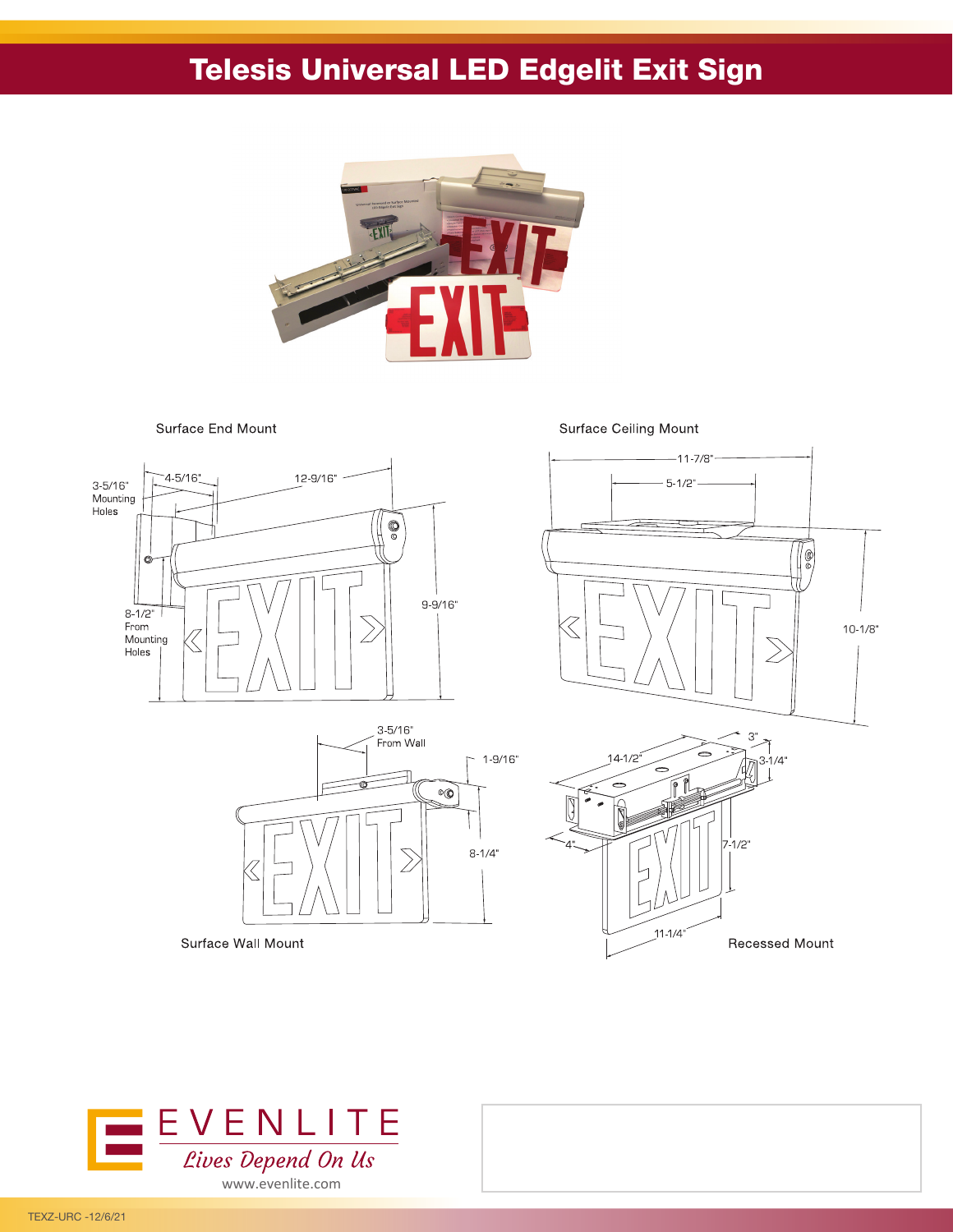# Telesis Universal LED Edgelit Exit Sign

Surface End Mount

3-5/16" Mounting Holes

4-5/16"

12-9/16"

9-9/16"

8-1/2" From Mounting Holes

Surface Ceiling Mount

11-7/8"

5-1/2"

10-1/8"

3-5/16" From Wall

1-9/16"

8-1/4"

Surface Wall Mount

14-1/2"

3"

3-1/4"

4"

7-1/2"

11-1/4"

Recessed Mount

EVENLITE

*Lives Depend On Us*

www.evenlite.com

TEXZ-URC -12/6/21